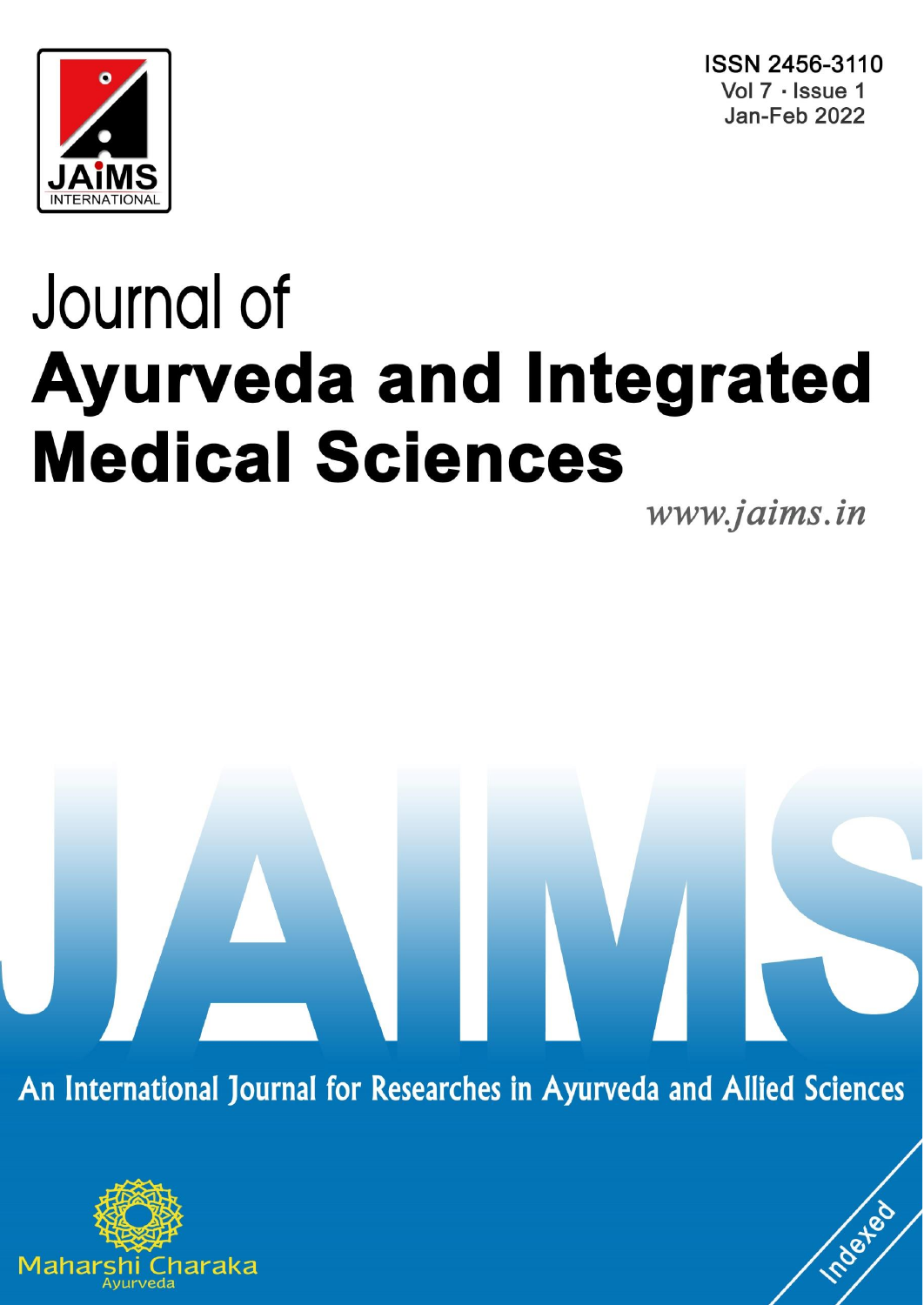ISSN 2456-3110
Vol 7 · Issue 1
Jan-Feb 2022

# Journal of
# Ayurveda and Integrated Medical Sciences

www.jaims.in

An International Journal for Researches in Ayurveda and Allied Sciences

Maharshi Charaka
Ayurveda

Indexed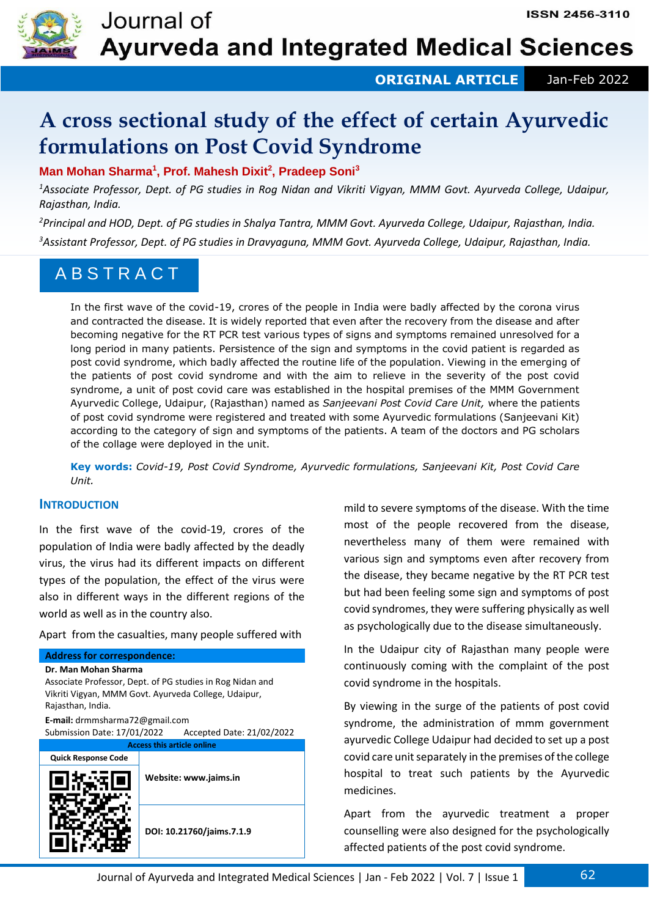ISSN 2456-3110

**ORIGINAL ARTICLE** Jan-Feb 2022

# A cross sectional study of the effect of certain Ayurvedic formulations on Post Covid Syndrome

**Man Mohan Sharma[1], Prof. Mahesh Dixit[2], Pradeep Soni[3]**

[1]*Associate Professor, Dept. of PG studies in Rog Nidan and Vikriti Vigyan, MMM Govt. Ayurveda College, Udaipur, Rajasthan, India.*

[2]*Principal and HOD, Dept. of PG studies in Shalya Tantra, MMM Govt. Ayurveda College, Udaipur, Rajasthan, India.*

[3]*Assistant Professor, Dept. of PG studies in Dravyaguna, MMM Govt. Ayurveda College, Udaipur, Rajasthan, India.*

## ABSTRACT

In the first wave of the covid-19, crores of the people in India were badly affected by the corona virus and contracted the disease. It is widely reported that even after the recovery from the disease and after becoming negative for the RT PCR test various types of signs and symptoms remained unresolved for a long period in many patients. Persistence of the sign and symptoms in the covid patient is regarded as post covid syndrome, which badly affected the routine life of the population. Viewing in the emerging of the patients of post covid syndrome and with the aim to relieve in the severity of the post covid syndrome, a unit of post covid care was established in the hospital premises of the MMM Government Ayurvedic College, Udaipur, (Rajasthan) named as *Sanjeevani Post Covid Care Unit,* where the patients of post covid syndrome were registered and treated with some Ayurvedic formulations (Sanjeevani Kit) according to the category of sign and symptoms of the patients. A team of the doctors and PG scholars of the collage were deployed in the unit.

**Key words:** *Covid-19, Post Covid Syndrome, Ayurvedic formulations, Sanjeevani Kit, Post Covid Care Unit.*

## INTRODUCTION

In the first wave of the covid-19, crores of the population of India were badly affected by the deadly virus, the virus had its different impacts on different types of the population, the effect of the virus were also in different ways in the different regions of the world as well as in the country also.

Apart from the casualties, many people suffered with mild to severe symptoms of the disease. With the time most of the people recovered from the disease, nevertheless many of them were remained with various sign and symptoms even after recovery from the disease, they became negative by the RT PCR test but had been feeling some sign and symptoms of post covid syndromes, they were suffering physically as well as psychologically due to the disease simultaneously.

In the Udaipur city of Rajasthan many people were continuously coming with the complaint of the post covid syndrome in the hospitals.

By viewing in the surge of the patients of post covid syndrome, the administration of mmm government ayurvedic College Udaipur had decided to set up a post covid care unit separately in the premises of the college hospital to treat such patients by the Ayurvedic medicines.

Apart from the ayurvedic treatment a proper counselling were also designed for the psychologically affected patients of the post covid syndrome.

**Address for correspondence:**
**Dr. Man Mohan Sharma**
Associate Professor, Dept. of PG studies in Rog Nidan and Vikriti Vigyan, MMM Govt. Ayurveda College, Udaipur, Rajasthan, India.
**E-mail:** drmmsharma72@gmail.com
Submission Date: 17/01/2022 Accepted Date: 21/02/2022

| Access this article online | |
|---|---|
| Quick Response Code | Website: www.jaims.in |
| | DOI: 10.21760/jaims.7.1.9 |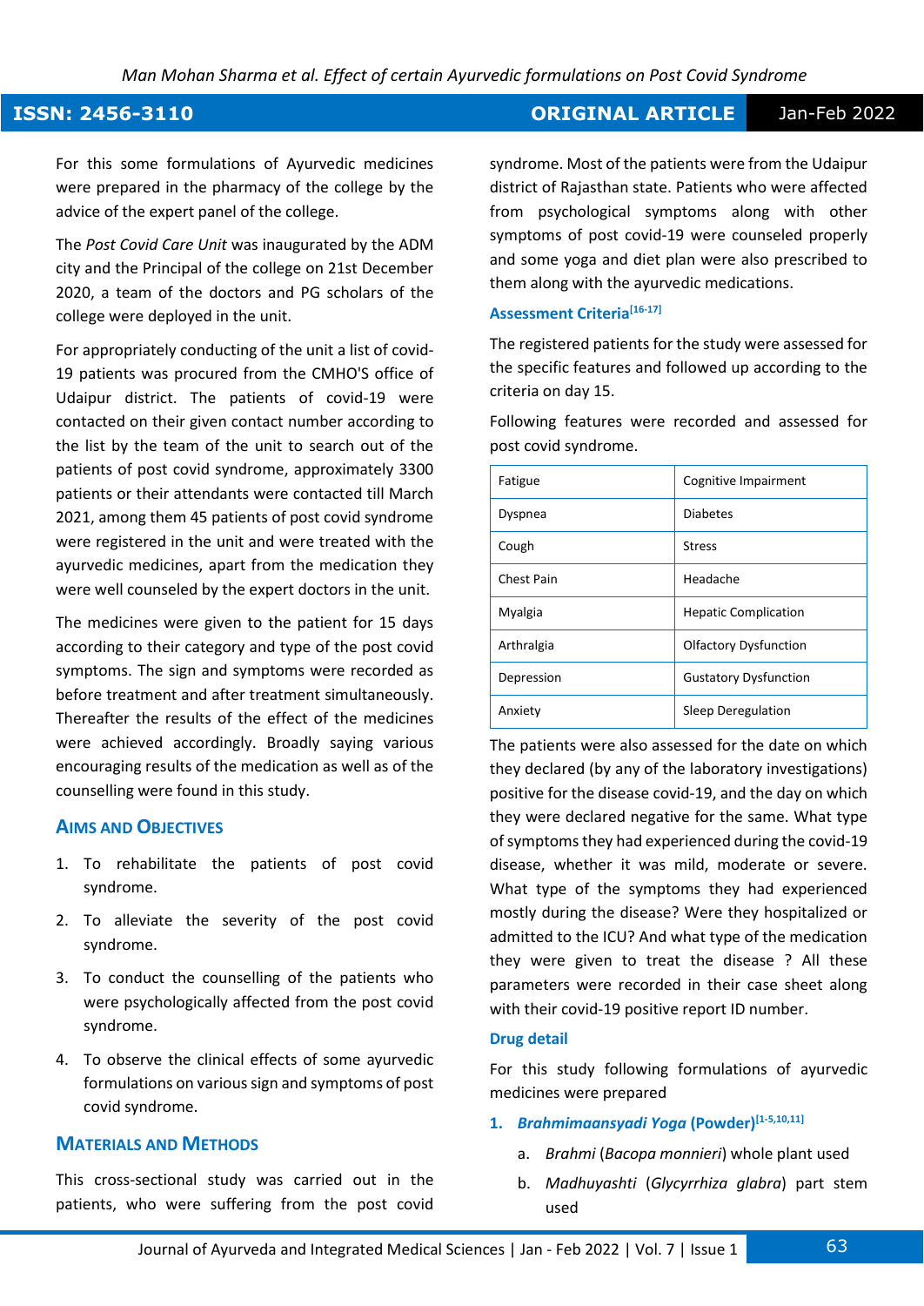For this some formulations of Ayurvedic medicines were prepared in the pharmacy of the college by the advice of the expert panel of the college.

The *Post Covid Care Unit* was inaugurated by the ADM city and the Principal of the college on 21st December 2020, a team of the doctors and PG scholars of the college were deployed in the unit.

For appropriately conducting of the unit a list of covid-19 patients was procured from the CMHO'S office of Udaipur district. The patients of covid-19 were contacted on their given contact number according to the list by the team of the unit to search out of the patients of post covid syndrome, approximately 3300 patients or their attendants were contacted till March 2021, among them 45 patients of post covid syndrome were registered in the unit and were treated with the ayurvedic medicines, apart from the medication they were well counseled by the expert doctors in the unit.

The medicines were given to the patient for 15 days according to their category and type of the post covid symptoms. The sign and symptoms were recorded as before treatment and after treatment simultaneously. Thereafter the results of the effect of the medicines were achieved accordingly. Broadly saying various encouraging results of the medication as well as of the counselling were found in this study.

## Aims and Objectives

1. To rehabilitate the patients of post covid syndrome.
2. To alleviate the severity of the post covid syndrome.
3. To conduct the counselling of the patients who were psychologically affected from the post covid syndrome.
4. To observe the clinical effects of some ayurvedic formulations on various sign and symptoms of post covid syndrome.

## Materials and Methods

This cross-sectional study was carried out in the patients, who were suffering from the post covid syndrome. Most of the patients were from the Udaipur district of Rajasthan state. Patients who were affected from psychological symptoms along with other symptoms of post covid-19 were counseled properly and some yoga and diet plan were also prescribed to them along with the ayurvedic medications.

### Assessment Criteria[16-17]

The registered patients for the study were assessed for the specific features and followed up according to the criteria on day 15.

Following features were recorded and assessed for post covid syndrome.

| | |
|---|---|
| Fatigue | Cognitive Impairment |
| Dyspnea | Diabetes |
| Cough | Stress |
| Chest Pain | Headache |
| Myalgia | Hepatic Complication |
| Arthralgia | Olfactory Dysfunction |
| Depression | Gustatory Dysfunction |
| Anxiety | Sleep Deregulation |

The patients were also assessed for the date on which they declared (by any of the laboratory investigations) positive for the disease covid-19, and the day on which they were declared negative for the same. What type of symptoms they had experienced during the covid-19 disease, whether it was mild, moderate or severe. What type of the symptoms they had experienced mostly during the disease? Were they hospitalized or admitted to the ICU? And what type of the medication they were given to treat the disease ? All these parameters were recorded in their case sheet along with their covid-19 positive report ID number.

### Drug detail

For this study following formulations of ayurvedic medicines were prepared

1. ***Brahmimaansyadi Yoga* (Powder)**[1-5,10,11]
    a. *Brahmi* (*Bacopa monnieri*) whole plant used
    b. *Madhuyashti* (*Glycyrrhiza glabra*) part stem used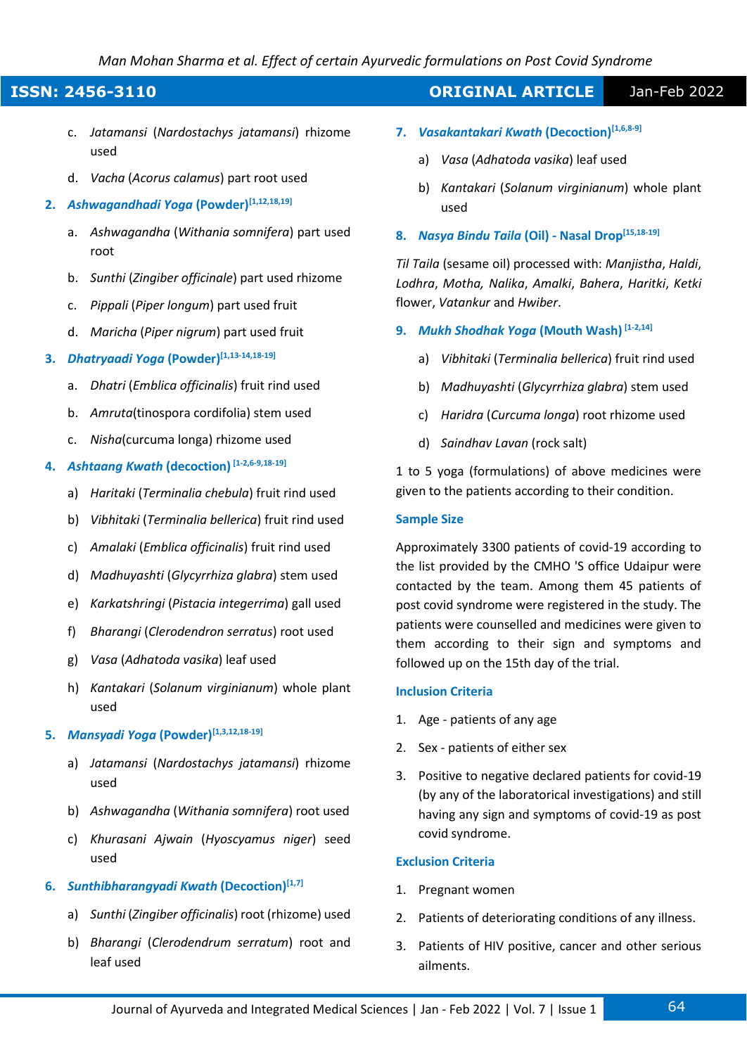c. *Jatamansi* (*Nardostachys jatamansi*) rhizome used

d. *Vacha* (*Acorus calamus*) part root used

2. ***Ashwagandhadi Yoga* (Powder)**[1,12,18,19]

a. *Ashwagandha* (*Withania somnifera*) part used root

b. *Sunthi* (*Zingiber officinale*) part used rhizome

c. *Pippali* (*Piper longum*) part used fruit

d. *Maricha* (*Piper nigrum*) part used fruit

3. ***Dhatryaadi Yoga* (Powder)**[1,13-14,18-19]

a. *Dhatri* (*Emblica officinalis*) fruit rind used

b. *Amruta*(tinospora cordifolia) stem used

c. *Nisha*(curcuma longa) rhizome used

4. ***Ashtaang Kwath* (decoction)** [1-2,6-9,18-19]

a) *Haritaki* (*Terminalia chebula*) fruit rind used

b) *Vibhitaki* (*Terminalia bellerica*) fruit rind used

c) *Amalaki* (*Emblica officinalis*) fruit rind used

d) *Madhuyashti* (*Glycyrrhiza glabra*) stem used

e) *Karkatshringi* (*Pistacia integerrima*) gall used

f) *Bharangi* (*Clerodendron serratus*) root used

g) *Vasa* (*Adhatoda vasika*) leaf used

h) *Kantakari* (*Solanum virginianum*) whole plant used

5. ***Mansyadi Yoga* (Powder)**[1,3,12,18-19]

a) *Jatamansi* (*Nardostachys jatamansi*) rhizome used

b) *Ashwagandha* (*Withania somnifera*) root used

c) *Khurasani Ajwain* (*Hyoscyamus niger*) seed used

6. ***Sunthibharangyadi Kwath* (Decoction)**[1,7]

a) *Sunthi* (*Zingiber officinalis*) root (rhizome) used

b) *Bharangi* (*Clerodendrum serratum*) root and leaf used

7. ***Vasakantakari Kwath* (Decoction)**[1,6,8-9]

a) *Vasa* (*Adhatoda vasika*) leaf used

b) *Kantakari* (*Solanum virginianum*) whole plant used

8. ***Nasya Bindu Taila* (Oil) - Nasal Drop**[15,18-19]

*Til Taila* (sesame oil) processed with: *Manjistha*, *Haldi*, *Lodhra*, *Motha, Nalika*, *Amalki*, *Bahera*, *Haritki*, *Ketki* flower, *Vatankur* and *Hwiber*.

9. ***Mukh Shodhak Yoga* (Mouth Wash)** [1-2,14]

a) *Vibhitaki* (*Terminalia bellerica*) fruit rind used

b) *Madhuyashti* (*Glycyrrhiza glabra*) stem used

c) *Haridra* (*Curcuma longa*) root rhizome used

d) *Saindhav Lavan* (rock salt)

1 to 5 yoga (formulations) of above medicines were given to the patients according to their condition.

### Sample Size

Approximately 3300 patients of covid-19 according to the list provided by the CMHO 'S office Udaipur were contacted by the team. Among them 45 patients of post covid syndrome were registered in the study. The patients were counselled and medicines were given to them according to their sign and symptoms and followed up on the 15th day of the trial.

### Inclusion Criteria

1. Age - patients of any age
2. Sex - patients of either sex
3. Positive to negative declared patients for covid-19 (by any of the laboratorical investigations) and still having any sign and symptoms of covid-19 as post covid syndrome.

### Exclusion Criteria

1. Pregnant women
2. Patients of deteriorating conditions of any illness.
3. Patients of HIV positive, cancer and other serious ailments.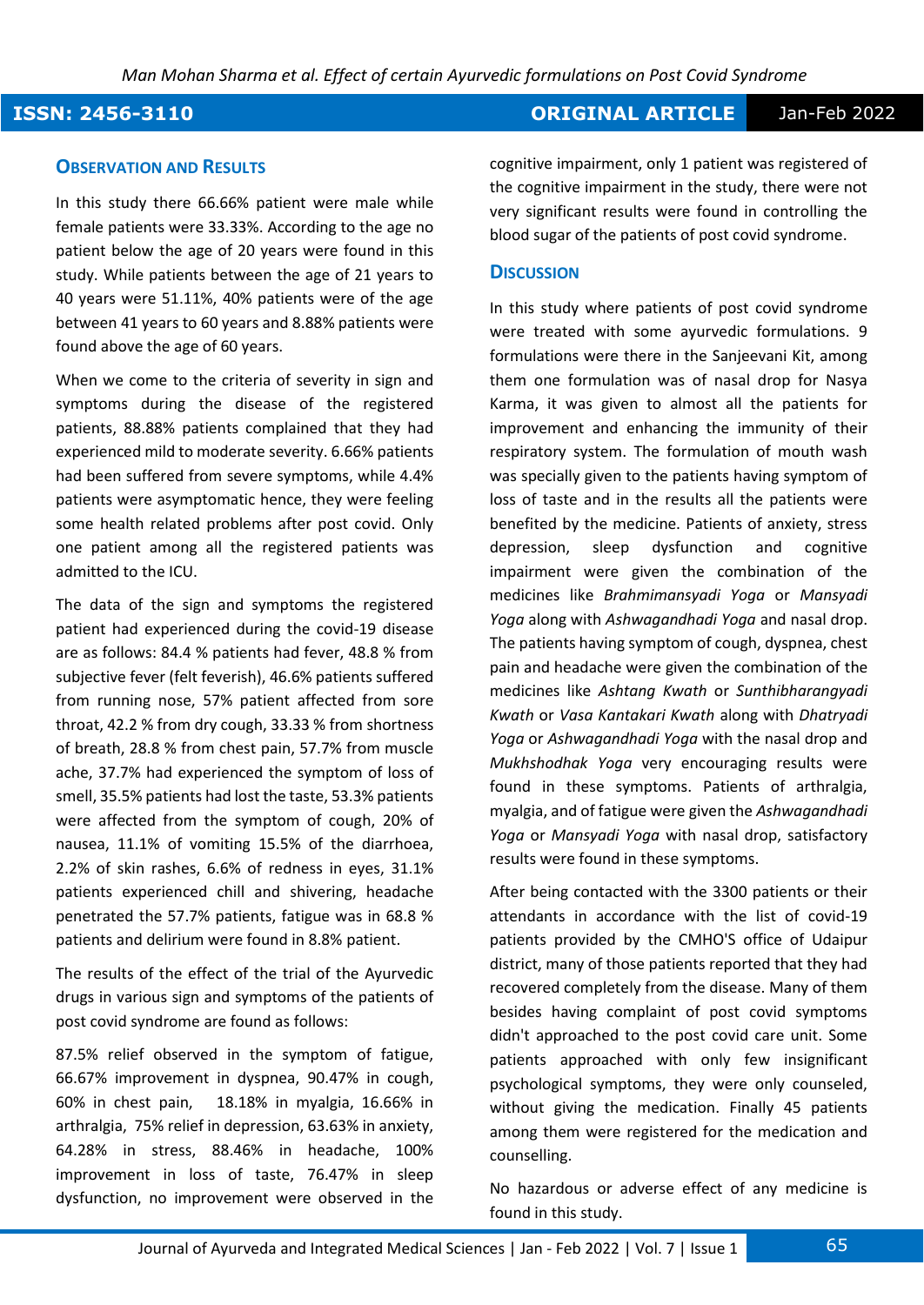## Observation and Results

In this study there 66.66% patient were male while female patients were 33.33%. According to the age no patient below the age of 20 years were found in this study. While patients between the age of 21 years to 40 years were 51.11%, 40% patients were of the age between 41 years to 60 years and 8.88% patients were found above the age of 60 years.

When we come to the criteria of severity in sign and symptoms during the disease of the registered patients, 88.88% patients complained that they had experienced mild to moderate severity. 6.66% patients had been suffered from severe symptoms, while 4.4% patients were asymptomatic hence, they were feeling some health related problems after post covid. Only one patient among all the registered patients was admitted to the ICU.

The data of the sign and symptoms the registered patient had experienced during the covid-19 disease are as follows: 84.4 % patients had fever, 48.8 % from subjective fever (felt feverish), 46.6% patients suffered from running nose, 57% patient affected from sore throat, 42.2 % from dry cough, 33.33 % from shortness of breath, 28.8 % from chest pain, 57.7% from muscle ache, 37.7% had experienced the symptom of loss of smell, 35.5% patients had lost the taste, 53.3% patients were affected from the symptom of cough, 20% of nausea, 11.1% of vomiting 15.5% of the diarrhoea, 2.2% of skin rashes, 6.6% of redness in eyes, 31.1% patients experienced chill and shivering, headache penetrated the 57.7% patients, fatigue was in 68.8 % patients and delirium were found in 8.8% patient.

The results of the effect of the trial of the Ayurvedic drugs in various sign and symptoms of the patients of post covid syndrome are found as follows:

87.5% relief observed in the symptom of fatigue, 66.67% improvement in dyspnea, 90.47% in cough, 60% in chest pain, 18.18% in myalgia, 16.66% in arthralgia, 75% relief in depression, 63.63% in anxiety, 64.28% in stress, 88.46% in headache, 100% improvement in loss of taste, 76.47% in sleep dysfunction, no improvement were observed in the cognitive impairment, only 1 patient was registered of the cognitive impairment in the study, there were not very significant results were found in controlling the blood sugar of the patients of post covid syndrome.

## Discussion

In this study where patients of post covid syndrome were treated with some ayurvedic formulations. 9 formulations were there in the Sanjeevani Kit, among them one formulation was of nasal drop for Nasya Karma, it was given to almost all the patients for improvement and enhancing the immunity of their respiratory system. The formulation of mouth wash was specially given to the patients having symptom of loss of taste and in the results all the patients were benefited by the medicine. Patients of anxiety, stress depression, sleep dysfunction and cognitive impairment were given the combination of the medicines like *Brahmimansyadi Yoga* or *Mansyadi Yoga* along with *Ashwagandhadi Yoga* and nasal drop. The patients having symptom of cough, dyspnea, chest pain and headache were given the combination of the medicines like *Ashtang Kwath* or *Sunthibharangyadi Kwath* or *Vasa Kantakari Kwath* along with *Dhatryadi Yoga* or *Ashwagandhadi Yoga* with the nasal drop and *Mukhshodhak Yoga* very encouraging results were found in these symptoms. Patients of arthralgia, myalgia, and of fatigue were given the *Ashwagandhadi Yoga* or *Mansyadi Yoga* with nasal drop, satisfactory results were found in these symptoms.

After being contacted with the 3300 patients or their attendants in accordance with the list of covid-19 patients provided by the CMHO'S office of Udaipur district, many of those patients reported that they had recovered completely from the disease. Many of them besides having complaint of post covid symptoms didn't approached to the post covid care unit. Some patients approached with only few insignificant psychological symptoms, they were only counseled, without giving the medication. Finally 45 patients among them were registered for the medication and counselling.

No hazardous or adverse effect of any medicine is found in this study.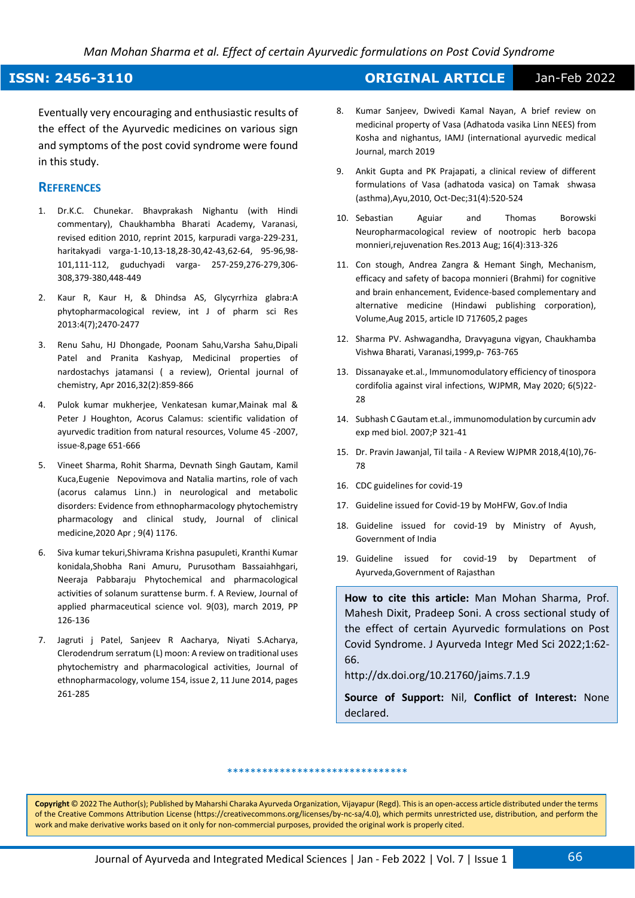Eventually very encouraging and enthusiastic results of the effect of the Ayurvedic medicines on various sign and symptoms of the post covid syndrome were found in this study.

## References

1. Dr.K.C. Chunekar. Bhavprakash Nighantu (with Hindi commentary), Chaukhambha Bharati Academy, Varanasi, revised edition 2010, reprint 2015, karpuradi varga-229-231, haritakyadi varga-1-10,13-18,28-30,42-43,62-64, 95-96,98-101,111-112, guduchyadi varga- 257-259,276-279,306-308,379-380,448-449
2. Kaur R, Kaur H, & Dhindsa AS, Glycyrrhiza glabra:A phytopharmacological review, int J of pharm sci Res 2013:4(7);2470-2477
3. Renu Sahu, HJ Dhongade, Poonam Sahu,Varsha Sahu,Dipali Patel and Pranita Kashyap, Medicinal properties of nardostachys jatamansi ( a review), Oriental journal of chemistry, Apr 2016,32(2):859-866
4. Pulok kumar mukherjee, Venkatesan kumar,Mainak mal & Peter J Houghton, Acorus Calamus: scientific validation of ayurvedic tradition from natural resources, Volume 45 -2007, issue-8,page 651-666
5. Vineet Sharma, Rohit Sharma, Devnath Singh Gautam, Kamil Kuca,Eugenie Nepovimova and Natalia martins, role of vach (acorus calamus Linn.) in neurological and metabolic disorders: Evidence from ethnopharmacology phytochemistry pharmacology and clinical study, Journal of clinical medicine,2020 Apr ; 9(4) 1176.
6. Siva kumar tekuri,Shivrama Krishna pasupuleti, Kranthi Kumar konidala,Shobha Rani Amuru, Purusotham Bassaiahbgari, Neeraja Pabbaraju Phytochemical and pharmacological activities of solanum surattense burm. f. A Review, Journal of applied pharmaceutical science vol. 9(03), march 2019, PP 126-136
7. Jagruti j Patel, Sanjeev R Aacharya, Niyati S.Acharya, Clerodendrum serratum (L) moon: A review on traditional uses phytochemistry and pharmacological activities, Journal of ethnopharmacology, volume 154, issue 2, 11 June 2014, pages 261-285
8. Kumar Sanjeev, Dwivedi Kamal Nayan, A brief review on medicinal property of Vasa (Adhatoda vasika Linn NEES) from Kosha and nighantus, IAMJ (international ayurvedic medical Journal, march 2019
9. Ankit Gupta and PK Prajapati, a clinical review of different formulations of Vasa (adhatoda vasica) on Tamak shwasa (asthma),Ayu,2010, Oct-Dec;31(4):520-524
10. Sebastian Aguiar and Thomas Borowski Neuropharmacological review of nootropic herb bacopa monnieri,rejuvenation Res.2013 Aug; 16(4):313-326
11. Con stough, Andrea Zangra & Hemant Singh, Mechanism, efficacy and safety of bacopa monnieri (Brahmi) for cognitive and brain enhancement, Evidence-based complementary and alternative medicine (Hindawi publishing corporation), Volume,Aug 2015, article ID 717605,2 pages
12. Sharma PV. Ashwagandha, Dravyaguna vigyan, Chaukhamba Vishwa Bharati, Varanasi,1999,p- 763-765
13. Dissanayake et.al., Immunomodulatory efficiency of tinospora cordifolia against viral infections, WJPMR, May 2020; 6(5)22-28
14. Subhash C Gautam et.al., immunomodulation by curcumin adv exp med biol. 2007;P 321-41
15. Dr. Pravin Jawanjal, Til taila - A Review WJPMR 2018,4(10),76-78
16. CDC guidelines for covid-19
17. Guideline issued for Covid-19 by MoHFW, Gov.of India
18. Guideline issued for covid-19 by Ministry of Ayush, Government of India
19. Guideline issued for covid-19 by Department of Ayurveda,Government of Rajasthan

**How to cite this article:** Man Mohan Sharma, Prof. Mahesh Dixit, Pradeep Soni. A cross sectional study of the effect of certain Ayurvedic formulations on Post Covid Syndrome. J Ayurveda Integr Med Sci 2022;1:62-66.
http://dx.doi.org/10.21760/jaims.7.1.9

**Source of Support:** Nil, **Conflict of Interest:** None declared.

*******************************

**Copyright** © 2022 The Author(s); Published by Maharshi Charaka Ayurveda Organization, Vijayapur (Regd). This is an open-access article distributed under the terms of the Creative Commons Attribution License (https://creativecommons.org/licenses/by-nc-sa/4.0), which permits unrestricted use, distribution, and perform the work and make derivative works based on it only for non-commercial purposes, provided the original work is properly cited.